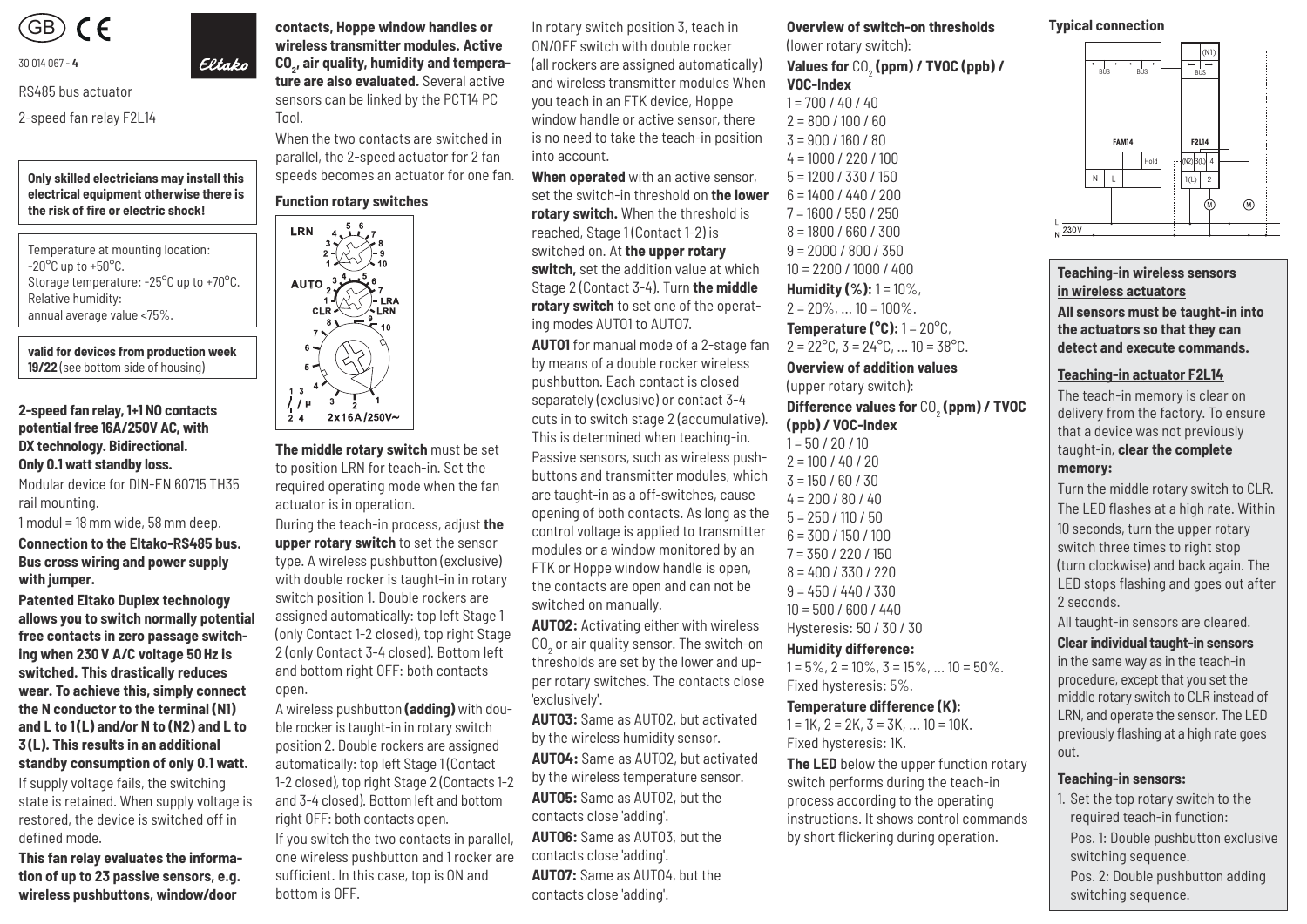GB CE

30 014 067 - 4

Eltako

RS485 bus actuator

2-speed fan relay F2L14

**Only skilled electricians may install this electrical equipment otherwise there is the risk of fire or electric shock!**

Temperature at mounting location: -20°C up to +50°C.
Storage temperature: -25°C up to +70°C.
Relative humidity:
annual average value <75%.

**valid for devices from production week 19/22** (see bottom side of housing)

**2-speed fan relay, 1+1 NO contacts potential free 16A/250V AC, with DX technology. Bidirectional. Only 0.1 watt standby loss.**

Modular device for DIN-EN 60715 TH35 rail mounting.

1 modul = 18 mm wide, 58 mm deep.

**Connection to the Eltako-RS485 bus. Bus cross wiring and power supply with jumper.**

**Patented Eltako Duplex technology allows you to switch normally potential free contacts in zero passage switching when 230 V A/C voltage 50 Hz is switched. This drastically reduces wear. To achieve this, simply connect the N conductor to the terminal (N1) and L to 1(L) and/or N to (N2) and L to 3(L). This results in an additional standby consumption of only 0.1 watt.**

If supply voltage fails, the switching state is retained. When supply voltage is restored, the device is switched off in defined mode.

**This fan relay evaluates the information of up to 23 passive sensors, e.g. wireless pushbuttons, window/door contacts, Hoppe window handles or wireless transmitter modules. Active $CO_2$, air quality, humidity and temperature are also evaluated.** Several active sensors can be linked by the PCT14 PC Tool.

When the two contacts are switched in parallel, the 2-speed actuator for 2 fan speeds becomes an actuator for one fan.

**Function rotary switches**

**The middle rotary switch** must be set to position LRN for teach-in. Set the required operating mode when the fan actuator is in operation.

During the teach-in process, adjust **the upper rotary switch** to set the sensor type. A wireless pushbutton (exclusive) with double rocker is taught-in in rotary switch position 1. Double rockers are assigned automatically: top left Stage 1 (only Contact 1-2 closed), top right Stage 2 (only Contact 3-4 closed). Bottom left and bottom right OFF: both contacts open.

A wireless pushbutton **(adding)** with double rocker is taught-in in rotary switch position 2. Double rockers are assigned automatically: top left Stage 1 (Contact 1-2 closed), top right Stage 2 (Contacts 1-2 and 3-4 closed). Bottom left and bottom right OFF: both contacts open.

If you switch the two contacts in parallel, one wireless pushbutton and 1 rocker are sufficient. In this case, top is ON and bottom is OFF.

In rotary switch position 3, teach in ON/OFF switch with double rocker (all rockers are assigned automatically) and wireless transmitter modules When you teach in an FTK device, Hoppe window handle or active sensor, there is no need to take the teach-in position into account.

**When operated** with an active sensor, set the switch-in threshold on **the lower rotary switch.** When the threshold is reached, Stage 1 (Contact 1-2) is switched on. At **the upper rotary switch,** set the addition value at which Stage 2 (Contact 3-4). Turn **the middle rotary switch** to set one of the operating modes AUTO1 to AUTO7.

**AUTO1** for manual mode of a 2-stage fan by means of a double rocker wireless pushbutton. Each contact is closed separately (exclusive) or contact 3-4 cuts in to switch stage 2 (accumulative). This is determined when teaching-in.

Passive sensors, such as wireless pushbuttons and transmitter modules, which are taught-in as a off-switches, cause opening of both contacts. As long as the control voltage is applied to transmitter modules or a window monitored by an FTK or Hoppe window handle is open, the contacts are open and can not be switched on manually.

**AUTO2:** Activating either with wireless $CO_2$ or air quality sensor. The switch-on thresholds are set by the lower and upper rotary switches. The contacts close 'exclusively'.

**AUTO3:** Same as AUTO2, but activated by the wireless humidity sensor.

**AUTO4:** Same as AUTO2, but activated by the wireless temperature sensor.

**AUTO5:** Same as AUTO2, but the contacts close 'adding'.

**AUTO6:** Same as AUTO3, but the contacts close 'adding'.

**AUTO7:** Same as AUTO4, but the contacts close 'adding'.

**Overview of switch-on thresholds** (lower rotary switch):

**Values for $CO_2$ (ppm) / TVOC (ppb) / VOC-Index**

1 = 700 / 40 / 40
2 = 800 / 100 / 60
3 = 900 / 160 / 80
4 = 1000 / 220 / 100
5 = 1200 / 330 / 150
6 = 1400 / 440 / 200
7 = 1600 / 550 / 250
8 = 1800 / 660 / 300
9 = 2000 / 800 / 350
10 = 2200 / 1000 / 400

**Humidity (%):** 1 = 10%, 2 = 20%, ... 10 = 100%.

**Temperature (°C):** 1 = 20°C, 2 = 22°C, 3 = 24°C, ... 10 = 38°C.

**Overview of addition values** (upper rotary switch):

**Difference values for $CO_2$ (ppm) / TVOC (ppb) / VOC-Index**

1 = 50 / 20 / 10
2 = 100 / 40 / 20
3 = 150 / 60 / 30
4 = 200 / 80 / 40
5 = 250 / 110 / 50
6 = 300 / 150 / 100
7 = 350 / 220 / 150
8 = 400 / 330 / 220
9 = 450 / 440 / 330
10 = 500 / 600 / 440
Hysteresis: 50 / 30 / 30

**Humidity difference:**
1 = 5%, 2 = 10%, 3 = 15%, ... 10 = 50%.
Fixed hysteresis: 5%.

**Temperature difference (K):**
1 = 1K, 2 = 2K, 3 = 3K, ... 10 = 10K.
Fixed hysteresis: 1K.

**The LED** below the upper function rotary switch performs during the teach-in process according to the operating instructions. It shows control commands by short flickering during operation.

**Typical connection**

**Teaching-in wireless sensors in wireless actuators**

**All sensors must be taught-in into the actuators so that they can detect and execute commands.**

**Teaching-in actuator F2L14**

The teach-in memory is clear on delivery from the factory. To ensure that a device was not previously taught-in, **clear the complete memory:**

Turn the middle rotary switch to CLR. The LED flashes at a high rate. Within 10 seconds, turn the upper rotary switch three times to right stop (turn clockwise) and back again. The LED stops flashing and goes out after 2 seconds.

All taught-in sensors are cleared.

**Clear individual taught-in sensors** in the same way as in the teach-in procedure, except that you set the middle rotary switch to CLR instead of LRN, and operate the sensor. The LED previously flashing at a high rate goes out.

**Teaching-in sensors:**

1. Set the top rotary switch to the required teach-in function:
   Pos. 1: Double pushbutton exclusive switching sequence.
   Pos. 2: Double pushbutton adding switching sequence.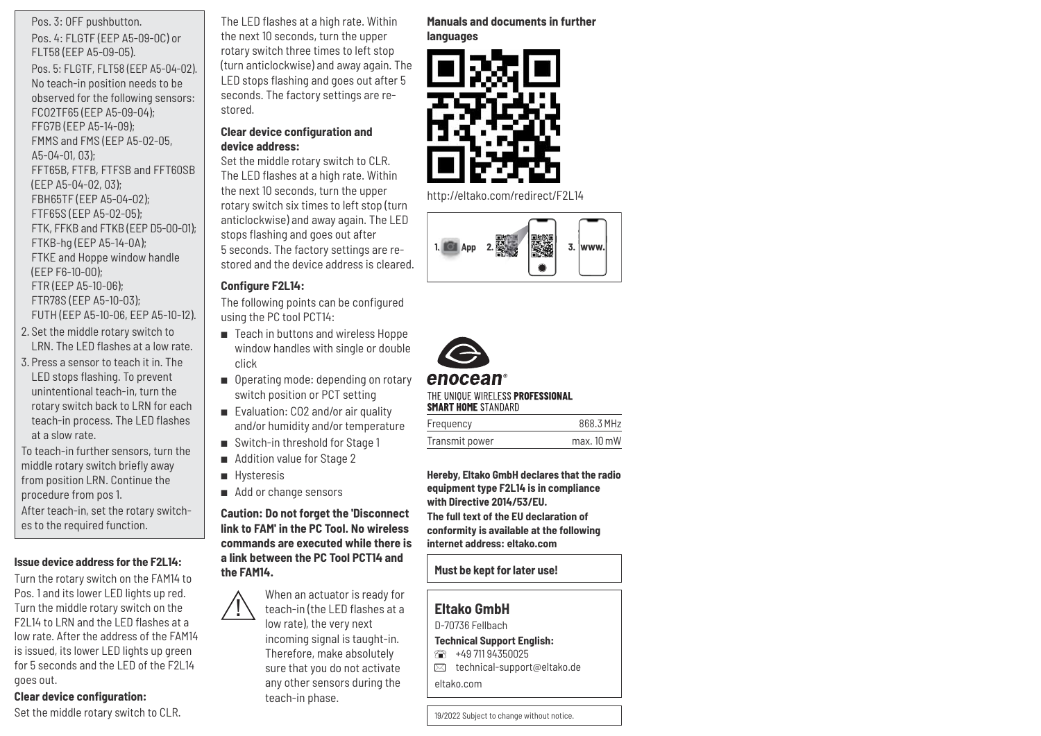Pos. 3: OFF pushbutton.

Pos. 4: FLGTF (EEP A5-09-0C) or FLT58 (EEP A5-09-05).

Pos. 5: FLGTF, FLT58 (EEP A5-04-02).

No teach-in position needs to be observed for the following sensors:
FCO2TF65 (EEP A5-09-04);
FFG7B (EEP A5-14-09);
FMMS and FMS (EEP A5-02-05, A5-04-01, 03);
FFT65B, FTFB, FTFSB and FFT60SB (EEP A5-04-02, 03);
FBH65TF (EEP A5-04-02);
FTF65S (EEP A5-02-05);
FTK, FFKB and FTKB (EEP D5-00-01);
FTKB-hg (EEP A5-14-0A);
FTKE and Hoppe window handle (EEP F6-10-00);
FTR (EEP A5-10-06);
FTR78S (EEP A5-10-03);
FUTH (EEP A5-10-06, EEP A5-10-12).

2. Set the middle rotary switch to LRN. The LED flashes at a low rate.
3. Press a sensor to teach it in. The LED stops flashing. To prevent unintentional teach-in, turn the rotary switch back to LRN for each teach-in process. The LED flashes at a slow rate.

To teach-in further sensors, turn the middle rotary switch briefly away from position LRN. Continue the procedure from pos 1.

After teach-in, set the rotary switches to the required function.

**Issue device address for the F2L14:**

Turn the rotary switch on the FAM14 to Pos. 1 and its lower LED lights up red. Turn the middle rotary switch on the F2L14 to LRN and the LED flashes at a low rate. After the address of the FAM14 is issued, its lower LED lights up green for 5 seconds and the LED of the F2L14 goes out.

**Clear device configuration:**

Set the middle rotary switch to CLR. The LED flashes at a high rate. Within the next 10 seconds, turn the upper rotary switch three times to left stop (turn anticlockwise) and away again. The LED stops flashing and goes out after 5 seconds. The factory settings are restored.

**Clear device configuration and device address:**

Set the middle rotary switch to CLR. The LED flashes at a high rate. Within the next 10 seconds, turn the upper rotary switch six times to left stop (turn anticlockwise) and away again. The LED stops flashing and goes out after 5 seconds. The factory settings are restored and the device address is cleared.

**Configure F2L14:**

The following points can be configured using the PC tool PCT14:

- Teach in buttons and wireless Hoppe window handles with single or double click
- Operating mode: depending on rotary switch position or PCT setting
- Evaluation: CO2 and/or air quality and/or humidity and/or temperature
- Switch-in threshold for Stage 1
- Addition value for Stage 2
- Hysteresis
- Add or change sensors

**Caution: Do not forget the 'Disconnect link to FAM' in the PC Tool. No wireless commands are executed while there is a link between the PC Tool PCT14 and the FAM14.**

When an actuator is ready for teach-in (the LED flashes at a low rate), the very next incoming signal is taught-in. Therefore, make absolutely sure that you do not activate any other sensors during the teach-in phase.

**Manuals and documents in further languages**

http://eltako.com/redirect/F2L14

1. App 2. 3. www.

enocean®

THE UNIQUE WIRELESS **PROFESSIONAL SMART HOME** STANDARD

| | |
|---|---|
| Frequency | 868.3 MHz |
| Transmit power | max. 10 mW |

**Hereby, Eltako GmbH declares that the radio equipment type F2L14 is in compliance with Directive 2014/53/EU.**
**The full text of the EU declaration of conformity is available at the following internet address: eltako.com**

**Must be kept for later use!**

**Eltako GmbH**
D-70736 Fellbach
**Technical Support English:**
+49 711 94350025
technical-support@eltako.de
eltako.com

19/2022 Subject to change without notice.